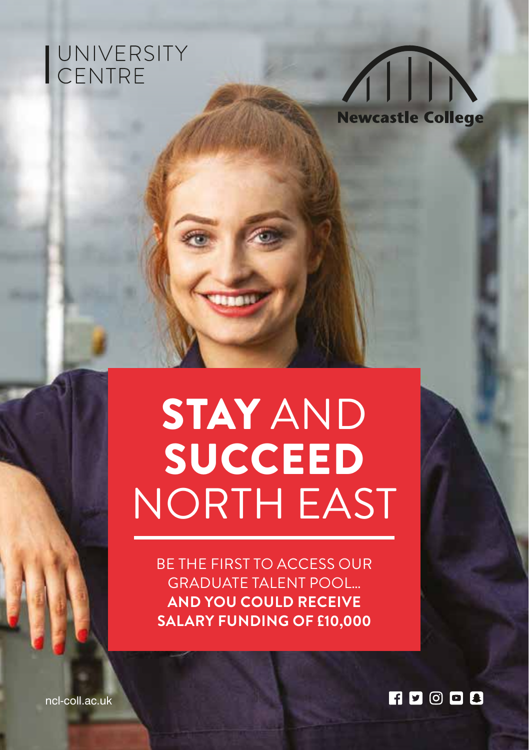UNIVERSITY CENTRE

Newcastle College

# **STAY** AND **SUCCEED** NORTH EAST

BE THE FIRST TO ACCESS OUR GRADUATE TALENT POOL...
**AND YOU COULD RECEIVE SALARY FUNDING OF £10,000**

ncl-coll.ac.uk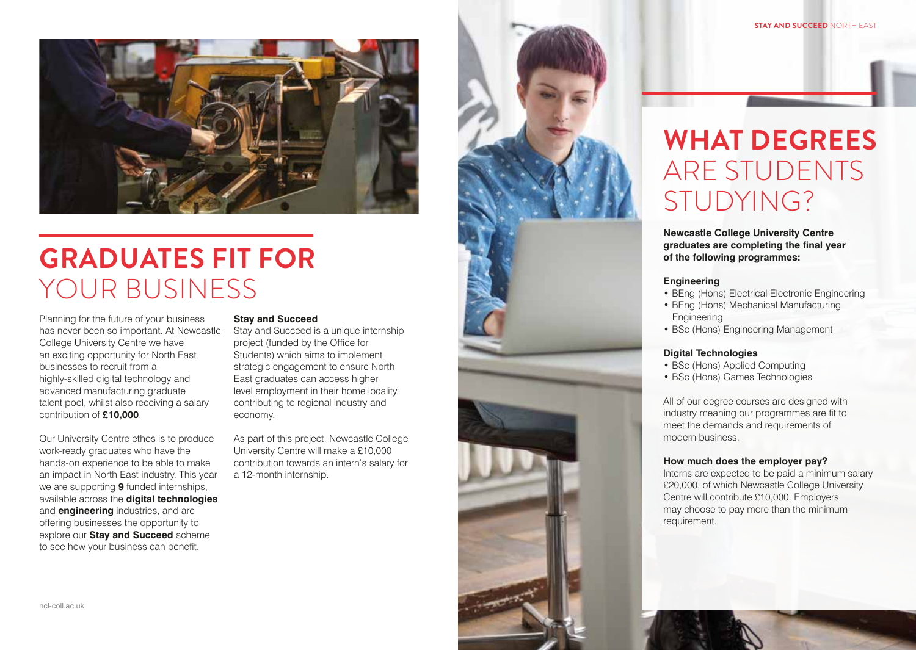# GRADUATES FIT FOR YOUR BUSINESS

Planning for the future of your business has never been so important. At Newcastle College University Centre we have an exciting opportunity for North East businesses to recruit from a highly-skilled digital technology and advanced manufacturing graduate talent pool, whilst also receiving a salary contribution of **£10,000**.

Our University Centre ethos is to produce work-ready graduates who have the hands-on experience to be able to make an impact in North East industry. This year we are supporting **9** funded internships, available across the **digital technologies** and **engineering** industries, and are offering businesses the opportunity to explore our **Stay and Succeed** scheme to see how your business can benefit.

**Stay and Succeed**
Stay and Succeed is a unique internship project (funded by the Office for Students) which aims to implement strategic engagement to ensure North East graduates can access higher level employment in their home locality, contributing to regional industry and economy.

As part of this project, Newcastle College University Centre will make a £10,000 contribution towards an intern's salary for a 12-month internship.

# WHAT DEGREES ARE STUDENTS STUDYING?

**Newcastle College University Centre graduates are completing the final year of the following programmes:**

**Engineering**
- BEng (Hons) Electrical Electronic Engineering
- BEng (Hons) Mechanical Manufacturing Engineering
- BSc (Hons) Engineering Management

**Digital Technologies**
- BSc (Hons) Applied Computing
- BSc (Hons) Games Technologies

All of our degree courses are designed with industry meaning our programmes are fit to meet the demands and requirements of modern business.

**How much does the employer pay?**
Interns are expected to be paid a minimum salary £20,000, of which Newcastle College University Centre will contribute £10,000. Employers may choose to pay more than the minimum requirement.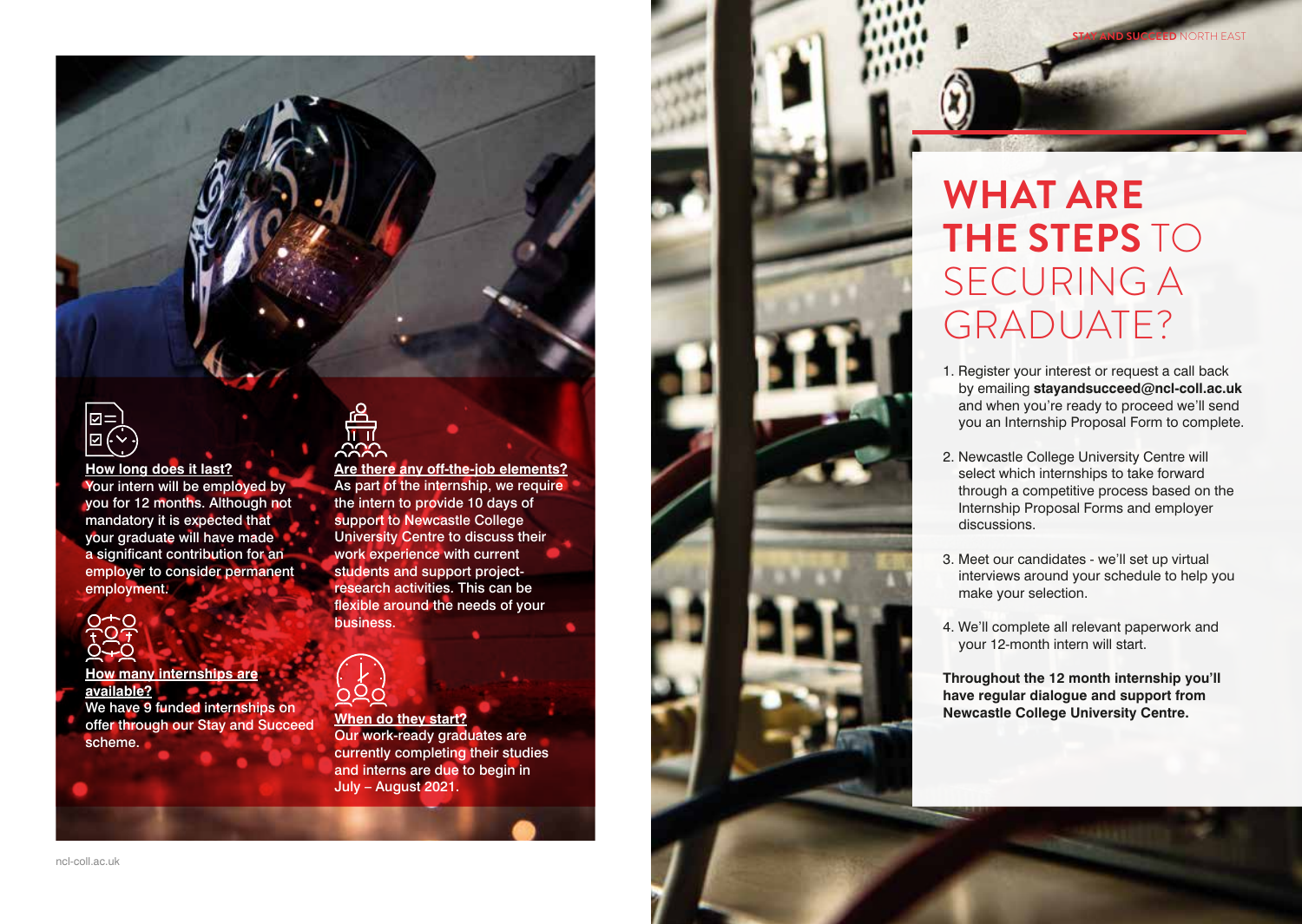**How long does it last?**
Your intern will be employed by you for 12 months. Although not mandatory it is expected that your graduate will have made a significant contribution for an employer to consider permanent employment.

**How many internships are available?**
We have 9 funded internships on offer through our Stay and Succeed scheme.

**Are there any off-the-job elements?**
As part of the internship, we require the intern to provide 10 days of support to Newcastle College University Centre to discuss their work experience with current students and support project-research activities. This can be flexible around the needs of your business.

**When do they start?**
Our work-ready graduates are currently completing their studies and interns are due to begin in July – August 2021.

# WHAT ARE THE STEPS TO SECURING A GRADUATE?

1. Register your interest or request a call back by emailing **stayandsucceed@ncl-coll.ac.uk** and when you're ready to proceed we'll send you an Internship Proposal Form to complete.
2. Newcastle College University Centre will select which internships to take forward through a competitive process based on the Internship Proposal Forms and employer discussions.
3. Meet our candidates - we'll set up virtual interviews around your schedule to help you make your selection.
4. We'll complete all relevant paperwork and your 12-month intern will start.

**Throughout the 12 month internship you'll have regular dialogue and support from Newcastle College University Centre.**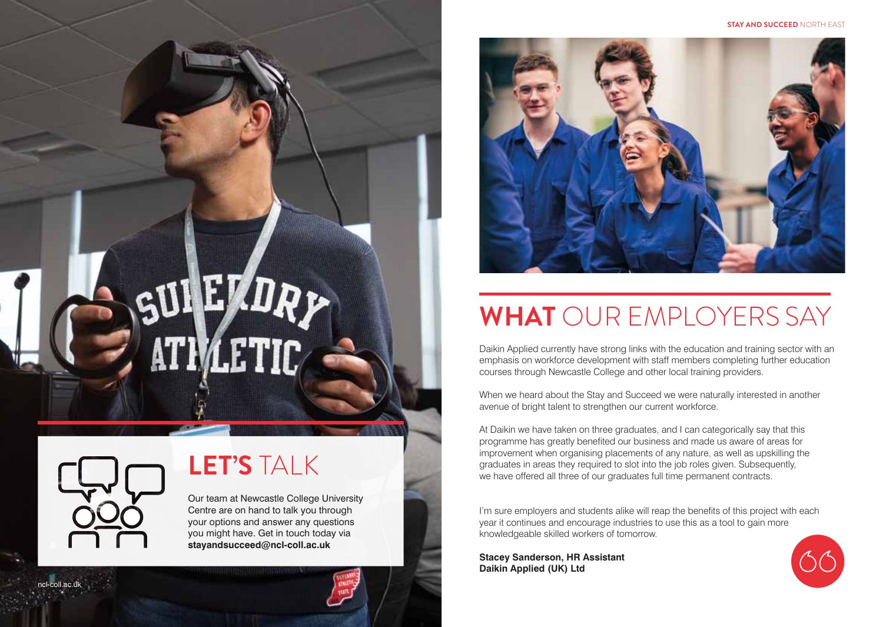## LET'S TALK

Our team at Newcastle College University Centre are on hand to talk you through your options and answer any questions you might have. Get in touch today via **stayandsucceed@ncl-coll.ac.uk**

## WHAT OUR EMPLOYERS SAY

Daikin Applied currently have strong links with the education and training sector with an emphasis on workforce development with staff members completing further education courses through Newcastle College and other local training providers.

When we heard about the Stay and Succeed we were naturally interested in another avenue of bright talent to strengthen our current workforce.

At Daikin we have taken on three graduates, and I can categorically say that this programme has greatly benefited our business and made us aware of areas for improvement when organising placements of any nature, as well as upskilling the graduates in areas they required to slot into the job roles given. Subsequently, we have offered all three of our graduates full time permanent contracts.

I'm sure employers and students alike will reap the benefits of this project with each year it continues and encourage industries to use this as a tool to gain more knowledgeable skilled workers of tomorrow.

**Stacey Sanderson, HR Assistant**
**Daikin Applied (UK) Ltd**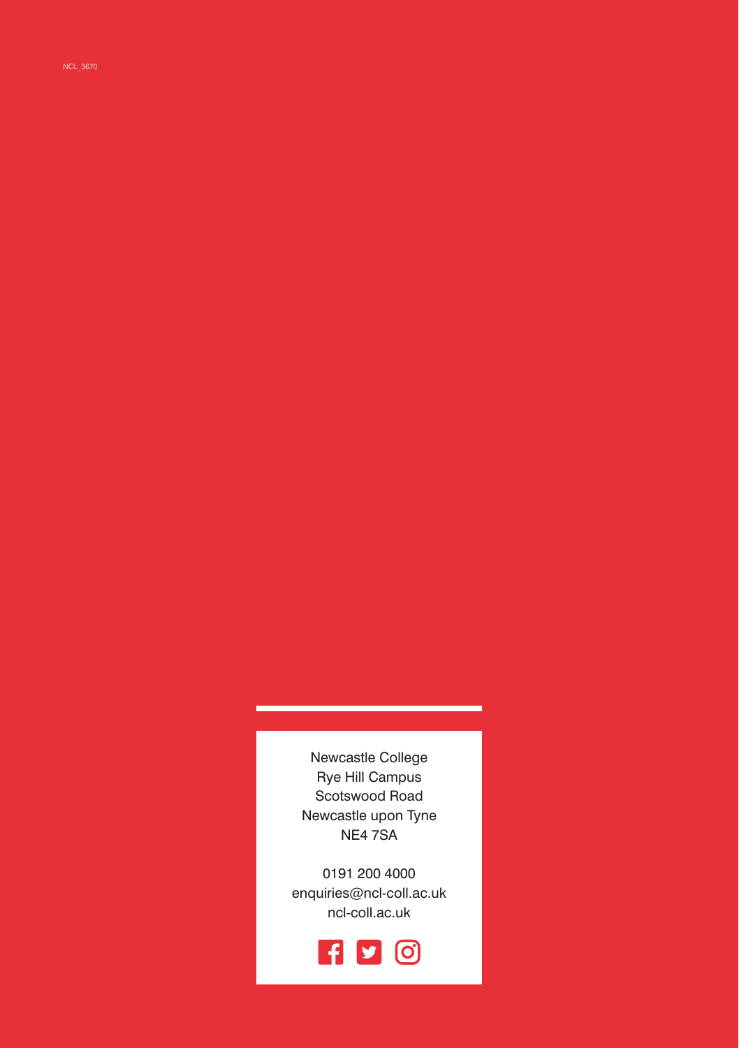NCL_3670

Newcastle College
Rye Hill Campus
Scotswood Road
Newcastle upon Tyne
NE4 7SA

0191 200 4000
enquiries@ncl-coll.ac.uk
ncl-coll.ac.uk